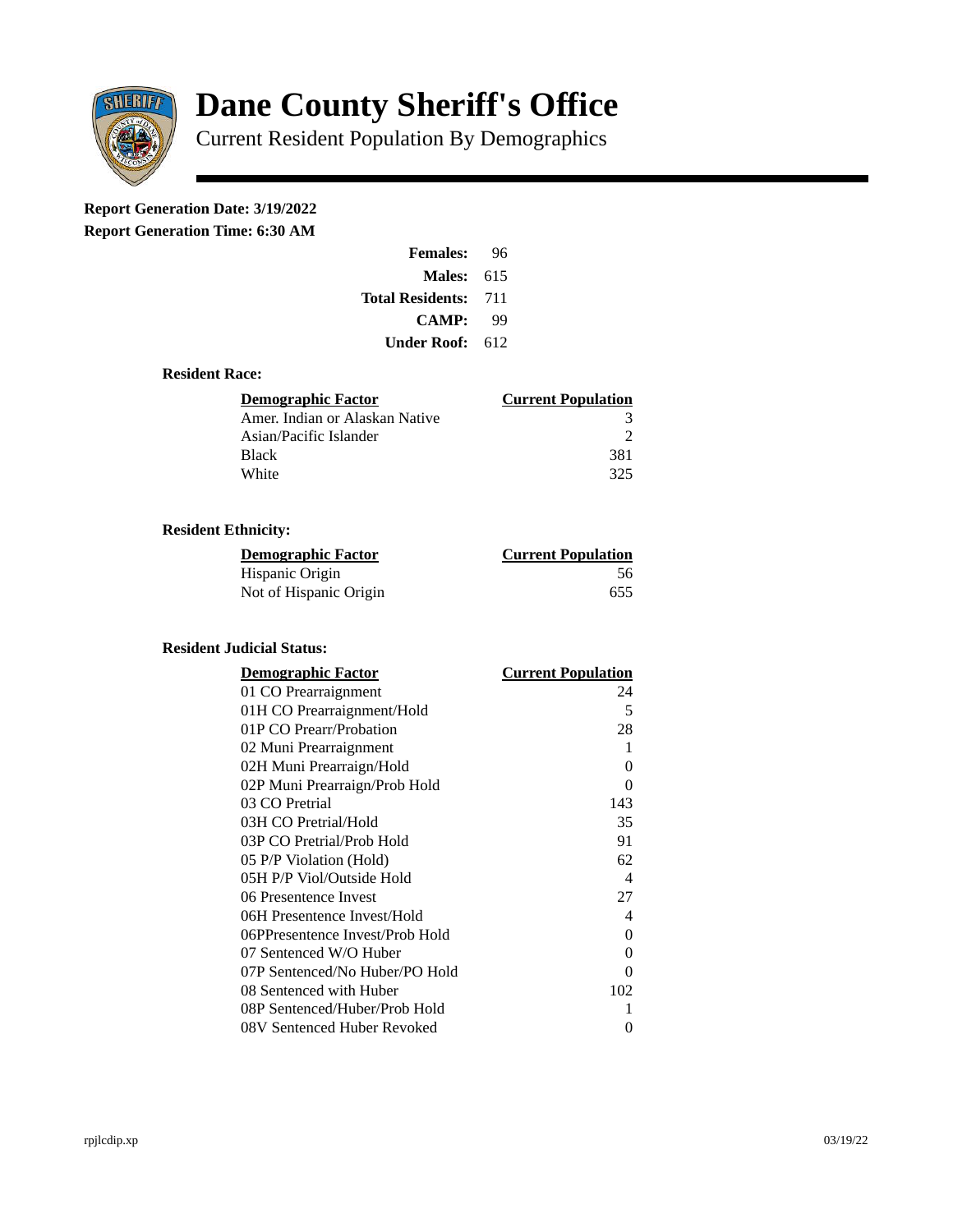# Dane County Sheriff's Office

Current Resident Population By Demographics

**Report Generation Date: 3/19/2022**
**Report Generation Time: 6:30 AM**

| | |
|---|---|
| **Females:** | 96 |
| **Males:** | 615 |
| **Total Residents:** | 711 |
| **CAMP:** | 99 |
| **Under Roof:** | 612 |

### Resident Race:

| Demographic Factor | Current Population |
|---|---|
| Amer. Indian or Alaskan Native | 3 |
| Asian/Pacific Islander | 2 |
| Black | 381 |
| White | 325 |

### Resident Ethnicity:

| Demographic Factor | Current Population |
|---|---|
| Hispanic Origin | 56 |
| Not of Hispanic Origin | 655 |

### Resident Judicial Status:

| Demographic Factor | Current Population |
|---|---|
| 01 CO Prearraignment | 24 |
| 01H CO Prearraignment/Hold | 5 |
| 01P CO Prearr/Probation | 28 |
| 02 Muni Prearraignment | 1 |
| 02H Muni Prearraign/Hold | 0 |
| 02P Muni Prearraign/Prob Hold | 0 |
| 03 CO Pretrial | 143 |
| 03H CO Pretrial/Hold | 35 |
| 03P CO Pretrial/Prob Hold | 91 |
| 05 P/P Violation (Hold) | 62 |
| 05H P/P Viol/Outside Hold | 4 |
| 06 Presentence Invest | 27 |
| 06H Presentence Invest/Hold | 4 |
| 06PPresentence Invest/Prob Hold | 0 |
| 07 Sentenced W/O Huber | 0 |
| 07P Sentenced/No Huber/PO Hold | 0 |
| 08 Sentenced with Huber | 102 |
| 08P Sentenced/Huber/Prob Hold | 1 |
| 08V Sentenced Huber Revoked | 0 |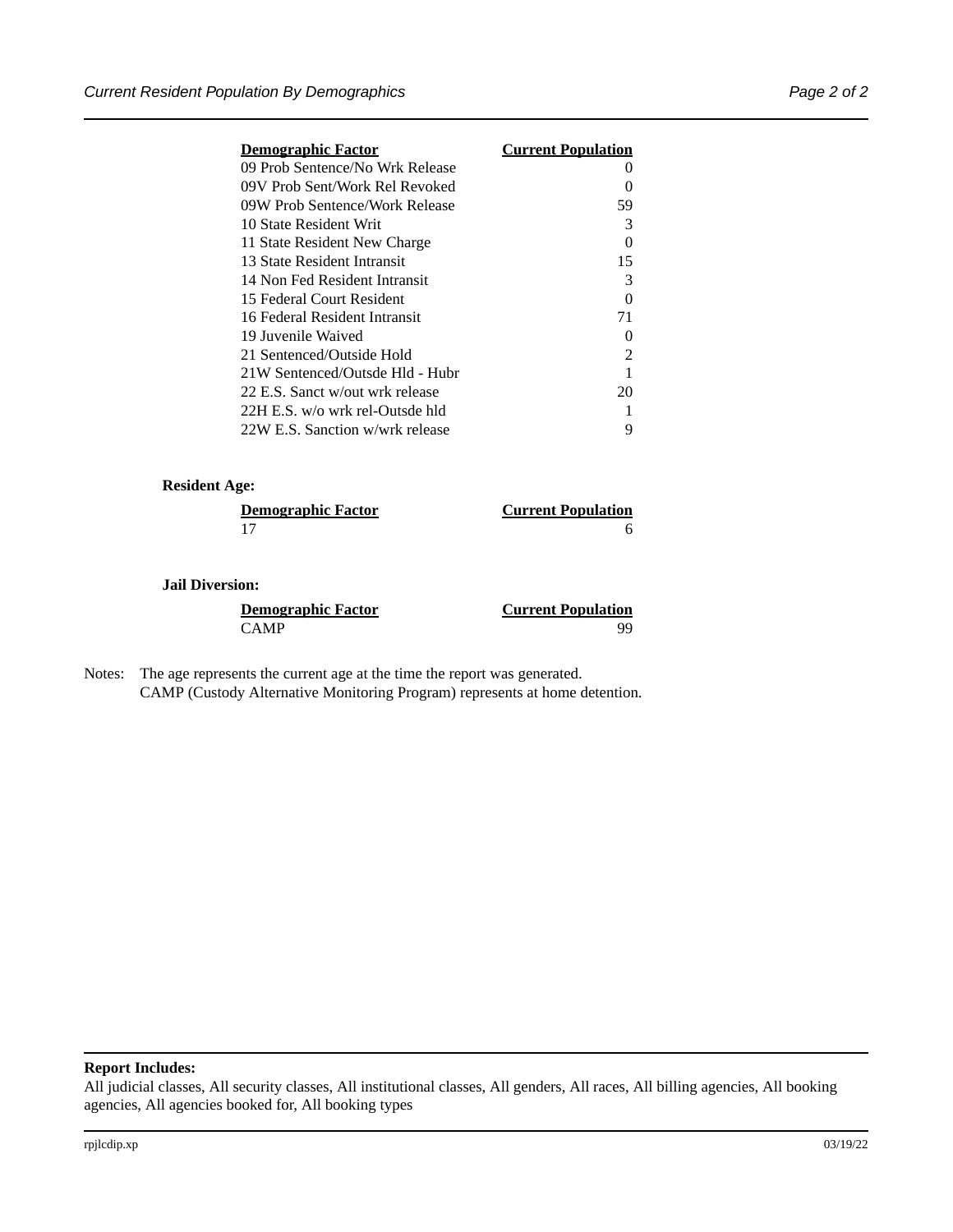| Demographic Factor | Current Population |
| --- | --- |
| 09 Prob Sentence/No Wrk Release | 0 |
| 09V Prob Sent/Work Rel Revoked | 0 |
| 09W Prob Sentence/Work Release | 59 |
| 10 State Resident Writ | 3 |
| 11 State Resident New Charge | 0 |
| 13 State Resident Intransit | 15 |
| 14 Non Fed Resident Intransit | 3 |
| 15 Federal Court Resident | 0 |
| 16 Federal Resident Intransit | 71 |
| 19 Juvenile Waived | 0 |
| 21 Sentenced/Outside Hold | 2 |
| 21W Sentenced/Outsde Hld - Hubr | 1 |
| 22 E.S. Sanct w/out wrk release | 20 |
| 22H E.S. w/o wrk rel-Outsde hld | 1 |
| 22W E.S. Sanction w/wrk release | 9 |

**Resident Age:**

| Demographic Factor | Current Population |
| --- | --- |
| 17 | 6 |

**Jail Diversion:**

| Demographic Factor | Current Population |
| --- | --- |
| CAMP | 99 |

Notes: The age represents the current age at the time the report was generated.
CAMP (Custody Alternative Monitoring Program) represents at home detention.

**Report Includes:**

All judicial classes, All security classes, All institutional classes, All genders, All races, All billing agencies, All booking agencies, All agencies booked for, All booking types

rpjlcdip.xp 03/19/22